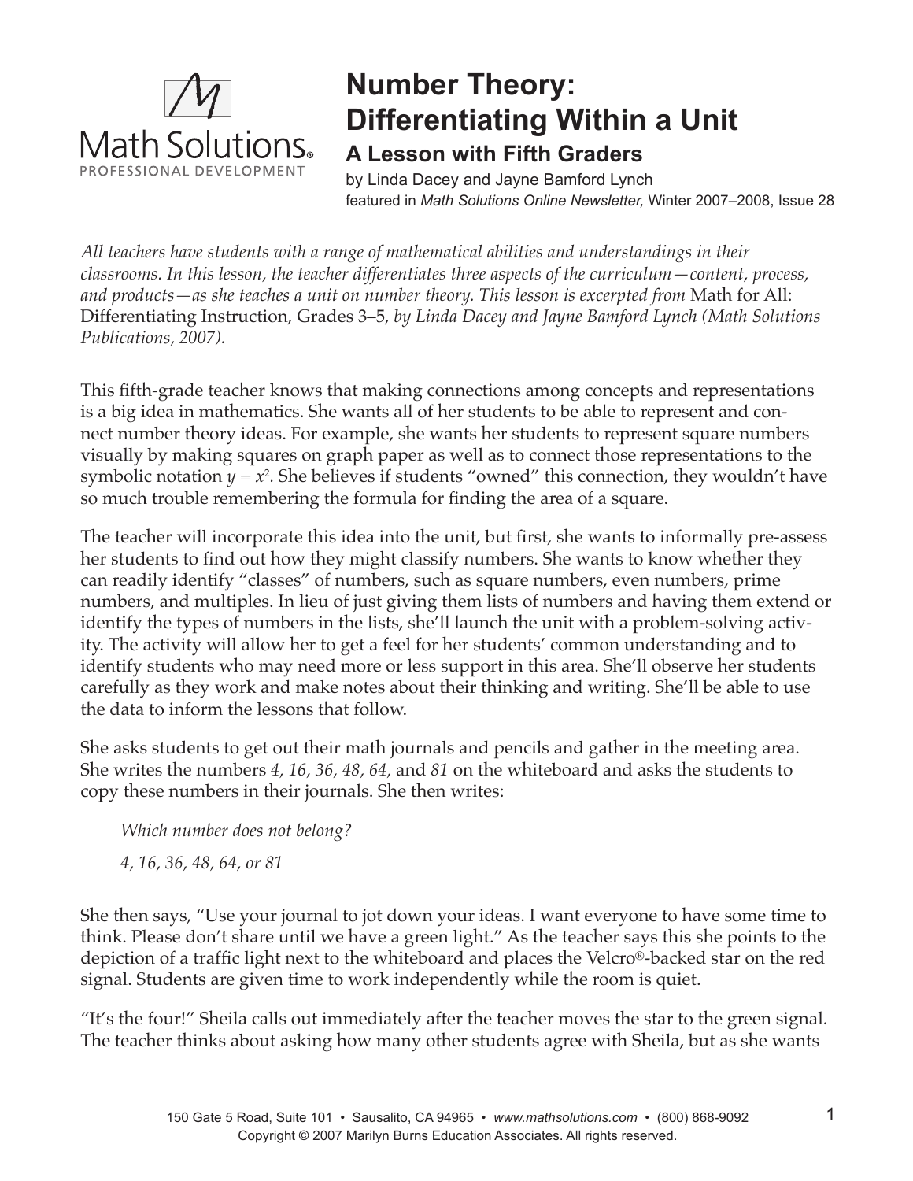# Number Theory: Differentiating Within a Unit

## A Lesson with Fifth Graders

by Linda Dacey and Jayne Bamford Lynch
featured in *Math Solutions Online Newsletter*, Winter 2007–2008, Issue 28

*All teachers have students with a range of mathematical abilities and understandings in their classrooms. In this lesson, the teacher differentiates three aspects of the curriculum—content, process, and products—as she teaches a unit on number theory. This lesson is excerpted from* Math for All: Differentiating Instruction, Grades 3–5, *by Linda Dacey and Jayne Bamford Lynch (Math Solutions Publications, 2007).*

This fifth-grade teacher knows that making connections among concepts and representations is a big idea in mathematics. She wants all of her students to be able to represent and connect number theory ideas. For example, she wants her students to represent square numbers visually by making squares on graph paper as well as to connect those representations to the symbolic notation $y = x^2$. She believes if students "owned" this connection, they wouldn't have so much trouble remembering the formula for finding the area of a square.

The teacher will incorporate this idea into the unit, but first, she wants to informally pre-assess her students to find out how they might classify numbers. She wants to know whether they can readily identify "classes" of numbers, such as square numbers, even numbers, prime numbers, and multiples. In lieu of just giving them lists of numbers and having them extend or identify the types of numbers in the lists, she'll launch the unit with a problem-solving activity. The activity will allow her to get a feel for her students' common understanding and to identify students who may need more or less support in this area. She'll observe her students carefully as they work and make notes about their thinking and writing. She'll be able to use the data to inform the lessons that follow.

She asks students to get out their math journals and pencils and gather in the meeting area. She writes the numbers *4, 16, 36, 48, 64,* and *81* on the whiteboard and asks the students to copy these numbers in their journals. She then writes:

> *Which number does not belong?*
>
> *4, 16, 36, 48, 64, or 81*

She then says, "Use your journal to jot down your ideas. I want everyone to have some time to think. Please don't share until we have a green light." As the teacher says this she points to the depiction of a traffic light next to the whiteboard and places the Velcro®-backed star on the red signal. Students are given time to work independently while the room is quiet.

"It's the four!" Sheila calls out immediately after the teacher moves the star to the green signal. The teacher thinks about asking how many other students agree with Sheila, but as she wants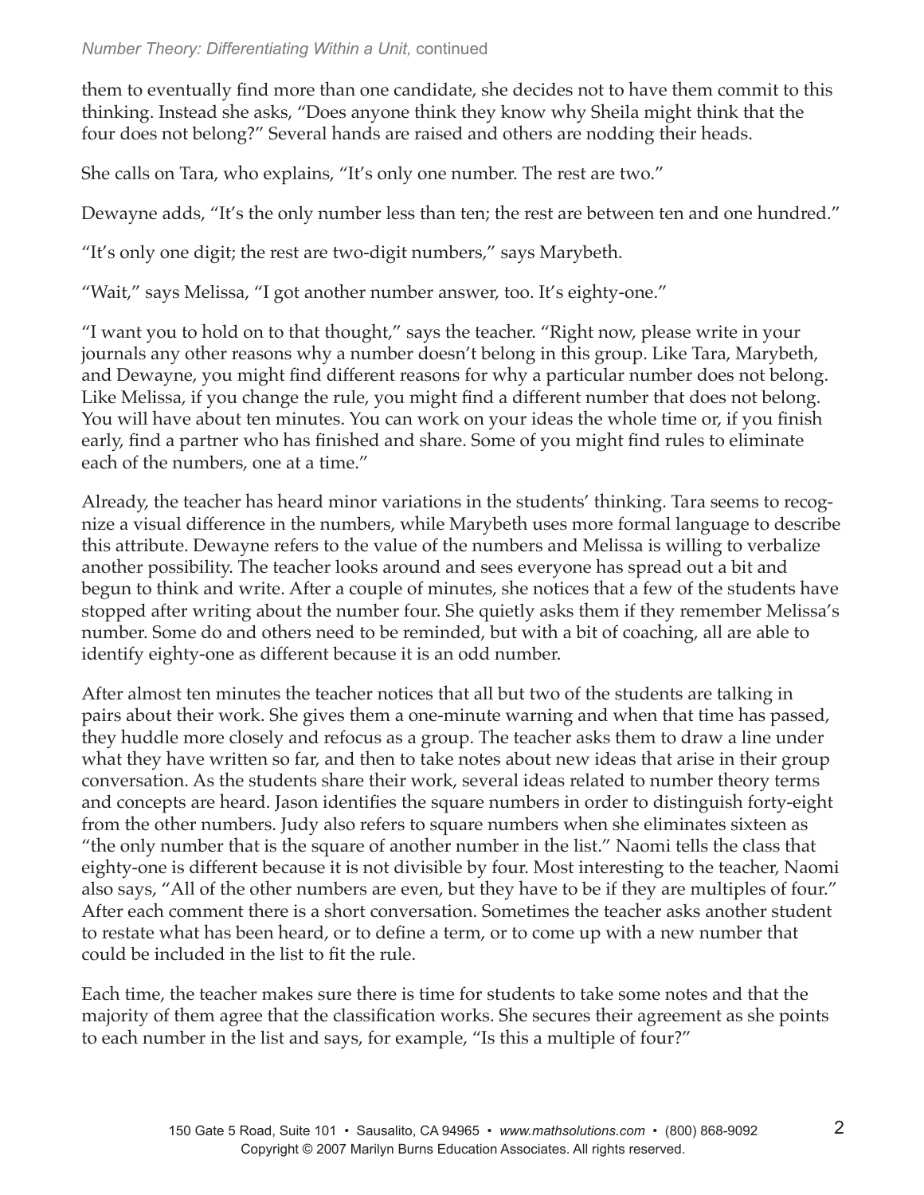them to eventually find more than one candidate, she decides not to have them commit to this thinking. Instead she asks, "Does anyone think they know why Sheila might think that the four does not belong?" Several hands are raised and others are nodding their heads.

She calls on Tara, who explains, "It's only one number. The rest are two."

Dewayne adds, "It's the only number less than ten; the rest are between ten and one hundred."

"It's only one digit; the rest are two-digit numbers," says Marybeth.

"Wait," says Melissa, "I got another number answer, too. It's eighty-one."

"I want you to hold on to that thought," says the teacher. "Right now, please write in your journals any other reasons why a number doesn't belong in this group. Like Tara, Marybeth, and Dewayne, you might find different reasons for why a particular number does not belong. Like Melissa, if you change the rule, you might find a different number that does not belong. You will have about ten minutes. You can work on your ideas the whole time or, if you finish early, find a partner who has finished and share. Some of you might find rules to eliminate each of the numbers, one at a time."

Already, the teacher has heard minor variations in the students' thinking. Tara seems to recognize a visual difference in the numbers, while Marybeth uses more formal language to describe this attribute. Dewayne refers to the value of the numbers and Melissa is willing to verbalize another possibility. The teacher looks around and sees everyone has spread out a bit and begun to think and write. After a couple of minutes, she notices that a few of the students have stopped after writing about the number four. She quietly asks them if they remember Melissa's number. Some do and others need to be reminded, but with a bit of coaching, all are able to identify eighty-one as different because it is an odd number.

After almost ten minutes the teacher notices that all but two of the students are talking in pairs about their work. She gives them a one-minute warning and when that time has passed, they huddle more closely and refocus as a group. The teacher asks them to draw a line under what they have written so far, and then to take notes about new ideas that arise in their group conversation. As the students share their work, several ideas related to number theory terms and concepts are heard. Jason identifies the square numbers in order to distinguish forty-eight from the other numbers. Judy also refers to square numbers when she eliminates sixteen as "the only number that is the square of another number in the list." Naomi tells the class that eighty-one is different because it is not divisible by four. Most interesting to the teacher, Naomi also says, "All of the other numbers are even, but they have to be if they are multiples of four." After each comment there is a short conversation. Sometimes the teacher asks another student to restate what has been heard, or to define a term, or to come up with a new number that could be included in the list to fit the rule.

Each time, the teacher makes sure there is time for students to take some notes and that the majority of them agree that the classification works. She secures their agreement as she points to each number in the list and says, for example, "Is this a multiple of four?"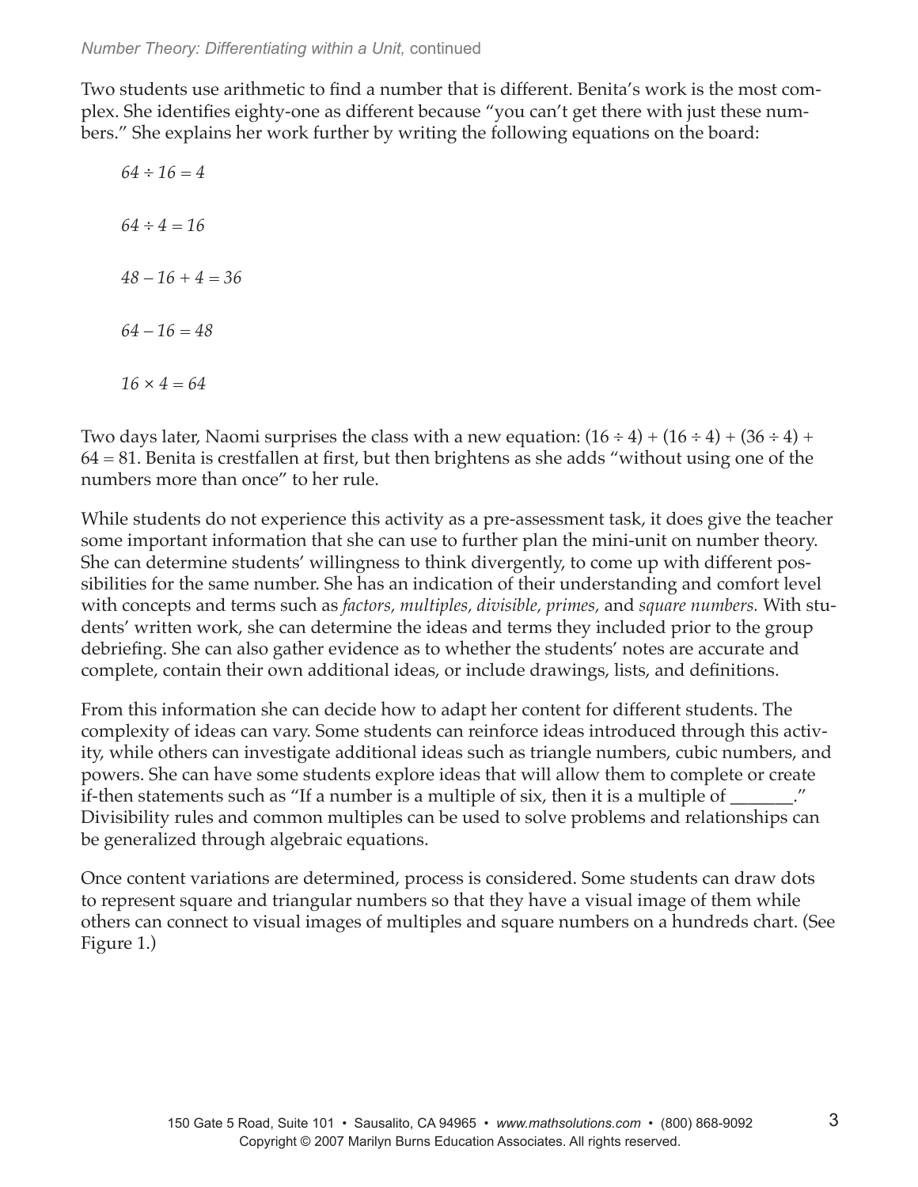Two students use arithmetic to find a number that is different. Benita's work is the most complex. She identifies eighty-one as different because "you can't get there with just these numbers." She explains her work further by writing the following equations on the board:

$64 \div 16 = 4$

$64 \div 4 = 16$

$48 - 16 + 4 = 36$

$64 - 16 = 48$

$16 \times 4 = 64$

Two days later, Naomi surprises the class with a new equation: $(16 \div 4) + (16 \div 4) + (36 \div 4) + 64 = 81$. Benita is crestfallen at first, but then brightens as she adds "without using one of the numbers more than once" to her rule.

While students do not experience this activity as a pre-assessment task, it does give the teacher some important information that she can use to further plan the mini-unit on number theory. She can determine students' willingness to think divergently, to come up with different possibilities for the same number. She has an indication of their understanding and comfort level with concepts and terms such as *factors, multiples, divisible, primes,* and *square numbers.* With students' written work, she can determine the ideas and terms they included prior to the group debriefing. She can also gather evidence as to whether the students' notes are accurate and complete, contain their own additional ideas, or include drawings, lists, and definitions.

From this information she can decide how to adapt her content for different students. The complexity of ideas can vary. Some students can reinforce ideas introduced through this activity, while others can investigate additional ideas such as triangle numbers, cubic numbers, and powers. She can have some students explore ideas that will allow them to complete or create if-then statements such as "If a number is a multiple of six, then it is a multiple of _______." Divisibility rules and common multiples can be used to solve problems and relationships can be generalized through algebraic equations.

Once content variations are determined, process is considered. Some students can draw dots to represent square and triangular numbers so that they have a visual image of them while others can connect to visual images of multiples and square numbers on a hundreds chart. (See Figure 1.)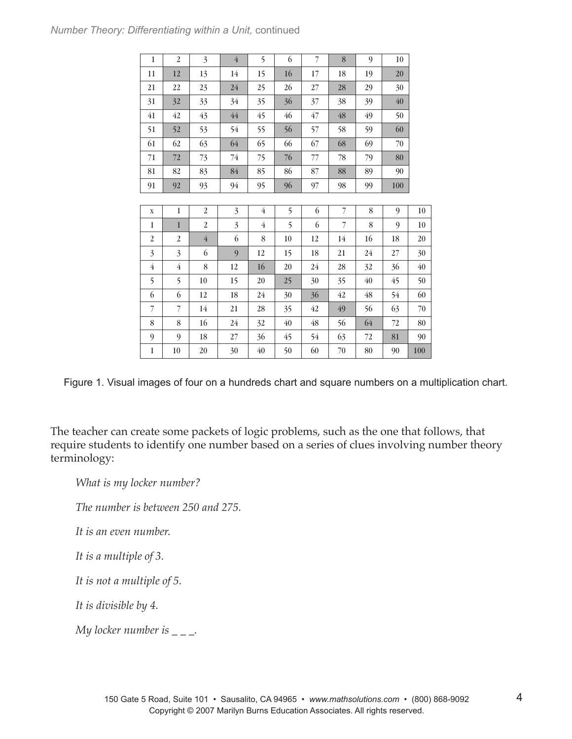| 1 | 2 | 3 | 4 | 5 | 6 | 7 | 8 | 9 | 10 |
|---|---|---|---|---|---|---|---|---|---|
| 11 | 12 | 13 | 14 | 15 | 16 | 17 | 18 | 19 | 20 |
| 21 | 22 | 23 | 24 | 25 | 26 | 27 | 28 | 29 | 30 |
| 31 | 32 | 33 | 34 | 35 | 36 | 37 | 38 | 39 | 40 |
| 41 | 42 | 43 | 44 | 45 | 46 | 47 | 48 | 49 | 50 |
| 51 | 52 | 53 | 54 | 55 | 56 | 57 | 58 | 59 | 60 |
| 61 | 62 | 63 | 64 | 65 | 66 | 67 | 68 | 69 | 70 |
| 71 | 72 | 73 | 74 | 75 | 76 | 77 | 78 | 79 | 80 |
| 81 | 82 | 83 | 84 | 85 | 86 | 87 | 88 | 89 | 90 |
| 91 | 92 | 93 | 94 | 95 | 96 | 97 | 98 | 99 | 100 |

| x | 1 | 2 | 3 | 4 | 5 | 6 | 7 | 8 | 9 | 10 |
|---|---|---|---|---|---|---|---|---|---|---|
| 1 | 1 | 2 | 3 | 4 | 5 | 6 | 7 | 8 | 9 | 10 |
| 2 | 2 | 4 | 6 | 8 | 10 | 12 | 14 | 16 | 18 | 20 |
| 3 | 3 | 6 | 9 | 12 | 15 | 18 | 21 | 24 | 27 | 30 |
| 4 | 4 | 8 | 12 | 16 | 20 | 24 | 28 | 32 | 36 | 40 |
| 5 | 5 | 10 | 15 | 20 | 25 | 30 | 35 | 40 | 45 | 50 |
| 6 | 6 | 12 | 18 | 24 | 30 | 36 | 42 | 48 | 54 | 60 |
| 7 | 7 | 14 | 21 | 28 | 35 | 42 | 49 | 56 | 63 | 70 |
| 8 | 8 | 16 | 24 | 32 | 40 | 48 | 56 | 64 | 72 | 80 |
| 9 | 9 | 18 | 27 | 36 | 45 | 54 | 63 | 72 | 81 | 90 |
| 1 | 10 | 20 | 30 | 40 | 50 | 60 | 70 | 80 | 90 | 100 |

Figure 1. Visual images of four on a hundreds chart and square numbers on a multiplication chart.

The teacher can create some packets of logic problems, such as the one that follows, that require students to identify one number based on a series of clues involving number theory terminology:

> *What is my locker number?*
>
> *The number is between 250 and 275.*
>
> *It is an even number.*
>
> *It is a multiple of 3.*
>
> *It is not a multiple of 5.*
>
> *It is divisible by 4.*
>
> *My locker number is _ _ _.*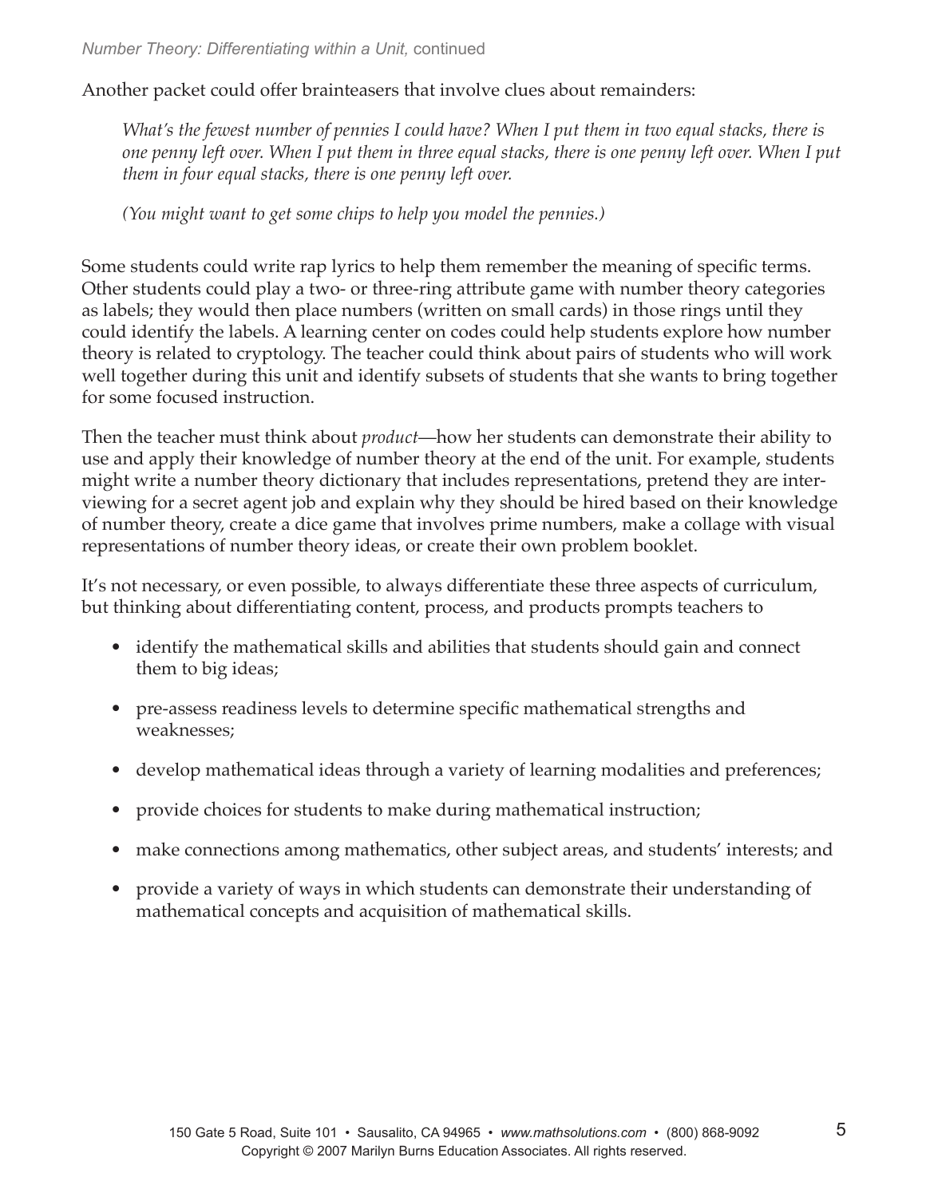Another packet could offer brainteasers that involve clues about remainders:

> *What's the fewest number of pennies I could have? When I put them in two equal stacks, there is one penny left over. When I put them in three equal stacks, there is one penny left over. When I put them in four equal stacks, there is one penny left over.*
>
> *(You might want to get some chips to help you model the pennies.)*

Some students could write rap lyrics to help them remember the meaning of specific terms. Other students could play a two- or three-ring attribute game with number theory categories as labels; they would then place numbers (written on small cards) in those rings until they could identify the labels. A learning center on codes could help students explore how number theory is related to cryptology. The teacher could think about pairs of students who will work well together during this unit and identify subsets of students that she wants to bring together for some focused instruction.

Then the teacher must think about *product*—how her students can demonstrate their ability to use and apply their knowledge of number theory at the end of the unit. For example, students might write a number theory dictionary that includes representations, pretend they are interviewing for a secret agent job and explain why they should be hired based on their knowledge of number theory, create a dice game that involves prime numbers, make a collage with visual representations of number theory ideas, or create their own problem booklet.

It's not necessary, or even possible, to always differentiate these three aspects of curriculum, but thinking about differentiating content, process, and products prompts teachers to

- identify the mathematical skills and abilities that students should gain and connect them to big ideas;
- pre-assess readiness levels to determine specific mathematical strengths and weaknesses;
- develop mathematical ideas through a variety of learning modalities and preferences;
- provide choices for students to make during mathematical instruction;
- make connections among mathematics, other subject areas, and students' interests; and
- provide a variety of ways in which students can demonstrate their understanding of mathematical concepts and acquisition of mathematical skills.